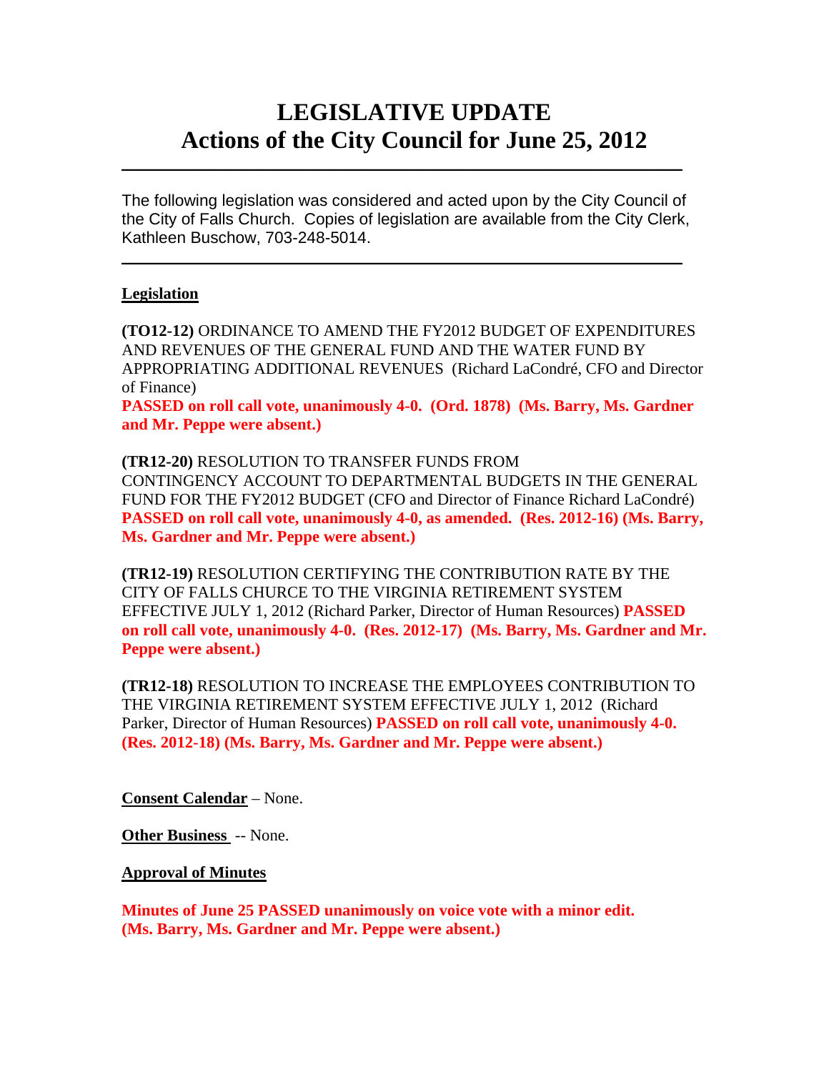# LEGISLATIVE UPDATE
# Actions of the City Council for June 25, 2012

---

The following legislation was considered and acted upon by the City Council of the City of Falls Church. Copies of legislation are available from the City Clerk, Kathleen Buschow, 703-248-5014.

---

## Legislation

**(TO12-12)** ORDINANCE TO AMEND THE FY2012 BUDGET OF EXPENDITURES AND REVENUES OF THE GENERAL FUND AND THE WATER FUND BY APPROPRIATING ADDITIONAL REVENUES (Richard LaCondré, CFO and Director of Finance)
**PASSED on roll call vote, unanimously 4-0. (Ord. 1878) (Ms. Barry, Ms. Gardner and Mr. Peppe were absent.)**

**(TR12-20)** RESOLUTION TO TRANSFER FUNDS FROM CONTINGENCY ACCOUNT TO DEPARTMENTAL BUDGETS IN THE GENERAL FUND FOR THE FY2012 BUDGET (CFO and Director of Finance Richard LaCondré)
**PASSED on roll call vote, unanimously 4-0, as amended. (Res. 2012-16) (Ms. Barry, Ms. Gardner and Mr. Peppe were absent.)**

**(TR12-19)** RESOLUTION CERTIFYING THE CONTRIBUTION RATE BY THE CITY OF FALLS CHURCE TO THE VIRGINIA RETIREMENT SYSTEM EFFECTIVE JULY 1, 2012 (Richard Parker, Director of Human Resources) **PASSED on roll call vote, unanimously 4-0. (Res. 2012-17) (Ms. Barry, Ms. Gardner and Mr. Peppe were absent.)**

**(TR12-18)** RESOLUTION TO INCREASE THE EMPLOYEES CONTRIBUTION TO THE VIRGINIA RETIREMENT SYSTEM EFFECTIVE JULY 1, 2012 (Richard Parker, Director of Human Resources) **PASSED on roll call vote, unanimously 4-0. (Res. 2012-18) (Ms. Barry, Ms. Gardner and Mr. Peppe were absent.)**

**Consent Calendar** – None.

**Other Business** -- None.

**Approval of Minutes**

**Minutes of June 25 PASSED unanimously on voice vote with a minor edit. (Ms. Barry, Ms. Gardner and Mr. Peppe were absent.)**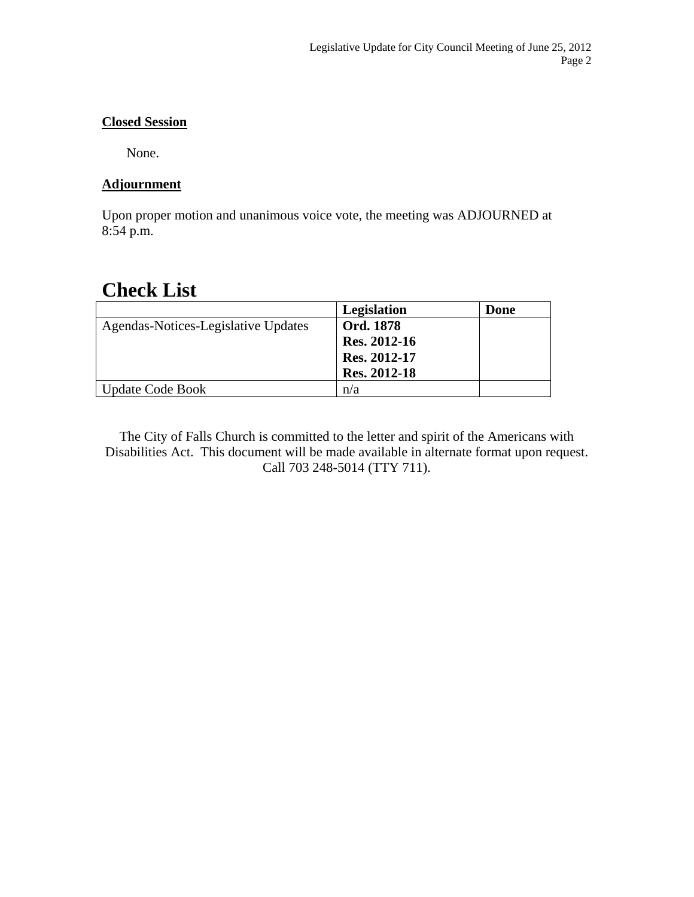**Closed Session**

None.

**Adjournment**

Upon proper motion and unanimous voice vote, the meeting was ADJOURNED at 8:54 p.m.

# Check List

| | Legislation | Done |
|---|---|---|
| Agendas-Notices-Legislative Updates | **Ord. 1878**<br>**Res. 2012-16**<br>**Res. 2012-17**<br>**Res. 2012-18** | |
| Update Code Book | n/a | |

The City of Falls Church is committed to the letter and spirit of the Americans with Disabilities Act. This document will be made available in alternate format upon request. Call 703 248-5014 (TTY 711).